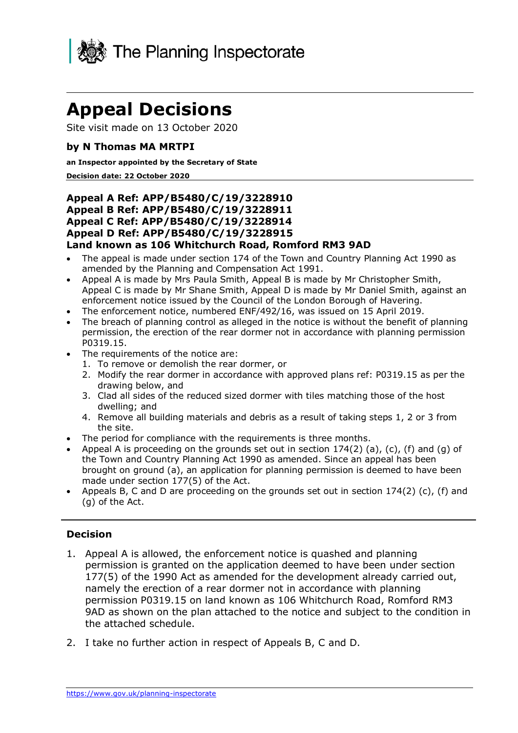The Planning Inspectorate

# Appeal Decisions

Site visit made on 13 October 2020

**by N Thomas MA MRTPI**

**an Inspector appointed by the Secretary of State**

**Decision date: 22 October 2020**

**Appeal A Ref: APP/B5480/C/19/3228910**
**Appeal B Ref: APP/B5480/C/19/3228911**
**Appeal C Ref: APP/B5480/C/19/3228914**
**Appeal D Ref: APP/B5480/C/19/3228915**
**Land known as 106 Whitchurch Road, Romford RM3 9AD**

- The appeal is made under section 174 of the Town and Country Planning Act 1990 as amended by the Planning and Compensation Act 1991.
- Appeal A is made by Mrs Paula Smith, Appeal B is made by Mr Christopher Smith, Appeal C is made by Mr Shane Smith, Appeal D is made by Mr Daniel Smith, against an enforcement notice issued by the Council of the London Borough of Havering.
- The enforcement notice, numbered ENF/492/16, was issued on 15 April 2019.
- The breach of planning control as alleged in the notice is without the benefit of planning permission, the erection of the rear dormer not in accordance with planning permission P0319.15.
- The requirements of the notice are:
  1. To remove or demolish the rear dormer, or
  2. Modify the rear dormer in accordance with approved plans ref: P0319.15 as per the drawing below, and
  3. Clad all sides of the reduced sized dormer with tiles matching those of the host dwelling; and
  4. Remove all building materials and debris as a result of taking steps 1, 2 or 3 from the site.
- The period for compliance with the requirements is three months.
- Appeal A is proceeding on the grounds set out in section 174(2) (a), (c), (f) and (g) of the Town and Country Planning Act 1990 as amended. Since an appeal has been brought on ground (a), an application for planning permission is deemed to have been made under section 177(5) of the Act.
- Appeals B, C and D are proceeding on the grounds set out in section 174(2) (c), (f) and (g) of the Act.

## Decision

1. Appeal A is allowed, the enforcement notice is quashed and planning permission is granted on the application deemed to have been under section 177(5) of the 1990 Act as amended for the development already carried out, namely the erection of a rear dormer not in accordance with planning permission P0319.15 on land known as 106 Whitchurch Road, Romford RM3 9AD as shown on the plan attached to the notice and subject to the condition in the attached schedule.

2. I take no further action in respect of Appeals B, C and D.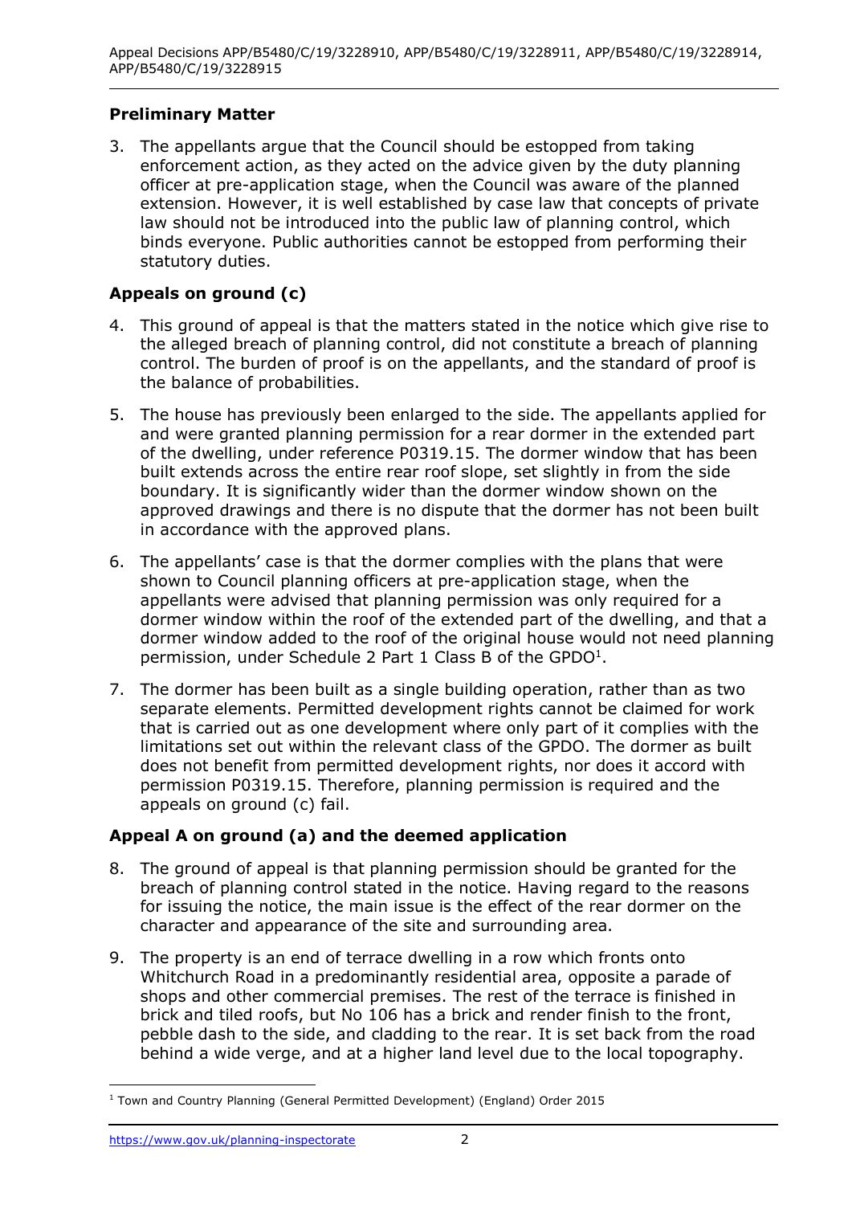## Preliminary Matter

3. The appellants argue that the Council should be estopped from taking enforcement action, as they acted on the advice given by the duty planning officer at pre-application stage, when the Council was aware of the planned extension. However, it is well established by case law that concepts of private law should not be introduced into the public law of planning control, which binds everyone. Public authorities cannot be estopped from performing their statutory duties.

## Appeals on ground (c)

4. This ground of appeal is that the matters stated in the notice which give rise to the alleged breach of planning control, did not constitute a breach of planning control. The burden of proof is on the appellants, and the standard of proof is the balance of probabilities.

5. The house has previously been enlarged to the side. The appellants applied for and were granted planning permission for a rear dormer in the extended part of the dwelling, under reference P0319.15. The dormer window that has been built extends across the entire rear roof slope, set slightly in from the side boundary. It is significantly wider than the dormer window shown on the approved drawings and there is no dispute that the dormer has not been built in accordance with the approved plans.

6. The appellants' case is that the dormer complies with the plans that were shown to Council planning officers at pre-application stage, when the appellants were advised that planning permission was only required for a dormer window within the roof of the extended part of the dwelling, and that a dormer window added to the roof of the original house would not need planning permission, under Schedule 2 Part 1 Class B of the GPDO[1].

7. The dormer has been built as a single building operation, rather than as two separate elements. Permitted development rights cannot be claimed for work that is carried out as one development where only part of it complies with the limitations set out within the relevant class of the GPDO. The dormer as built does not benefit from permitted development rights, nor does it accord with permission P0319.15. Therefore, planning permission is required and the appeals on ground (c) fail.

## Appeal A on ground (a) and the deemed application

8. The ground of appeal is that planning permission should be granted for the breach of planning control stated in the notice. Having regard to the reasons for issuing the notice, the main issue is the effect of the rear dormer on the character and appearance of the site and surrounding area.

9. The property is an end of terrace dwelling in a row which fronts onto Whitchurch Road in a predominantly residential area, opposite a parade of shops and other commercial premises. The rest of the terrace is finished in brick and tiled roofs, but No 106 has a brick and render finish to the front, pebble dash to the side, and cladding to the rear. It is set back from the road behind a wide verge, and at a higher land level due to the local topography.

[1] Town and Country Planning (General Permitted Development) (England) Order 2015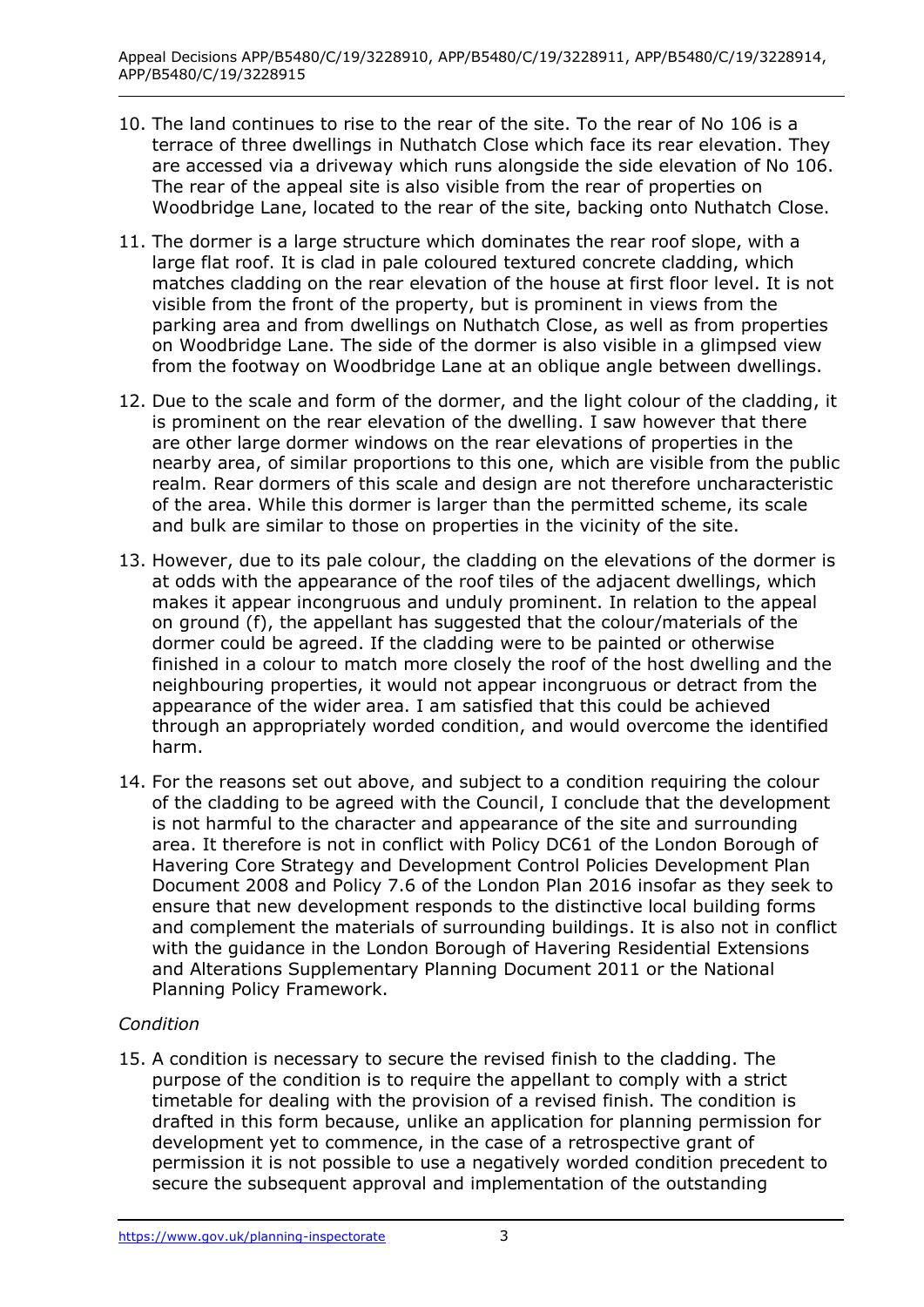10. The land continues to rise to the rear of the site. To the rear of No 106 is a terrace of three dwellings in Nuthatch Close which face its rear elevation. They are accessed via a driveway which runs alongside the side elevation of No 106. The rear of the appeal site is also visible from the rear of properties on Woodbridge Lane, located to the rear of the site, backing onto Nuthatch Close.

11. The dormer is a large structure which dominates the rear roof slope, with a large flat roof. It is clad in pale coloured textured concrete cladding, which matches cladding on the rear elevation of the house at first floor level. It is not visible from the front of the property, but is prominent in views from the parking area and from dwellings on Nuthatch Close, as well as from properties on Woodbridge Lane. The side of the dormer is also visible in a glimpsed view from the footway on Woodbridge Lane at an oblique angle between dwellings.

12. Due to the scale and form of the dormer, and the light colour of the cladding, it is prominent on the rear elevation of the dwelling. I saw however that there are other large dormer windows on the rear elevations of properties in the nearby area, of similar proportions to this one, which are visible from the public realm. Rear dormers of this scale and design are not therefore uncharacteristic of the area. While this dormer is larger than the permitted scheme, its scale and bulk are similar to those on properties in the vicinity of the site.

13. However, due to its pale colour, the cladding on the elevations of the dormer is at odds with the appearance of the roof tiles of the adjacent dwellings, which makes it appear incongruous and unduly prominent. In relation to the appeal on ground (f), the appellant has suggested that the colour/materials of the dormer could be agreed. If the cladding were to be painted or otherwise finished in a colour to match more closely the roof of the host dwelling and the neighbouring properties, it would not appear incongruous or detract from the appearance of the wider area. I am satisfied that this could be achieved through an appropriately worded condition, and would overcome the identified harm.

14. For the reasons set out above, and subject to a condition requiring the colour of the cladding to be agreed with the Council, I conclude that the development is not harmful to the character and appearance of the site and surrounding area. It therefore is not in conflict with Policy DC61 of the London Borough of Havering Core Strategy and Development Control Policies Development Plan Document 2008 and Policy 7.6 of the London Plan 2016 insofar as they seek to ensure that new development responds to the distinctive local building forms and complement the materials of surrounding buildings. It is also not in conflict with the guidance in the London Borough of Havering Residential Extensions and Alterations Supplementary Planning Document 2011 or the National Planning Policy Framework.

*Condition*

15. A condition is necessary to secure the revised finish to the cladding. The purpose of the condition is to require the appellant to comply with a strict timetable for dealing with the provision of a revised finish. The condition is drafted in this form because, unlike an application for planning permission for development yet to commence, in the case of a retrospective grant of permission it is not possible to use a negatively worded condition precedent to secure the subsequent approval and implementation of the outstanding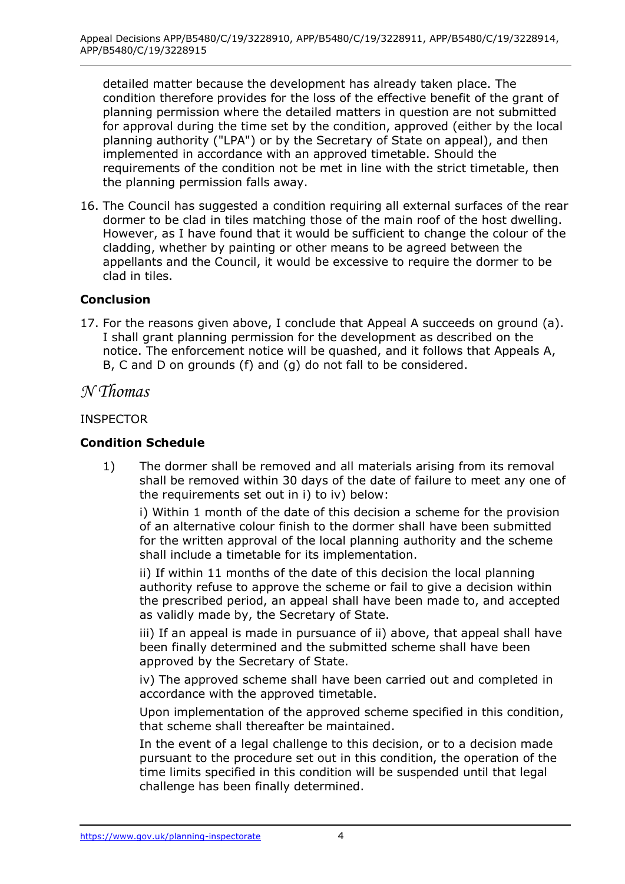detailed matter because the development has already taken place. The condition therefore provides for the loss of the effective benefit of the grant of planning permission where the detailed matters in question are not submitted for approval during the time set by the condition, approved (either by the local planning authority ("LPA") or by the Secretary of State on appeal), and then implemented in accordance with an approved timetable. Should the requirements of the condition not be met in line with the strict timetable, then the planning permission falls away.

16. The Council has suggested a condition requiring all external surfaces of the rear dormer to be clad in tiles matching those of the main roof of the host dwelling. However, as I have found that it would be sufficient to change the colour of the cladding, whether by painting or other means to be agreed between the appellants and the Council, it would be excessive to require the dormer to be clad in tiles.

### Conclusion

17. For the reasons given above, I conclude that Appeal A succeeds on ground (a). I shall grant planning permission for the development as described on the notice. The enforcement notice will be quashed, and it follows that Appeals A, B, C and D on grounds (f) and (g) do not fall to be considered.

*N Thomas*

INSPECTOR

### Condition Schedule

1) The dormer shall be removed and all materials arising from its removal shall be removed within 30 days of the date of failure to meet any one of the requirements set out in i) to iv) below:

   i) Within 1 month of the date of this decision a scheme for the provision of an alternative colour finish to the dormer shall have been submitted for the written approval of the local planning authority and the scheme shall include a timetable for its implementation.

   ii) If within 11 months of the date of this decision the local planning authority refuse to approve the scheme or fail to give a decision within the prescribed period, an appeal shall have been made to, and accepted as validly made by, the Secretary of State.

   iii) If an appeal is made in pursuance of ii) above, that appeal shall have been finally determined and the submitted scheme shall have been approved by the Secretary of State.

   iv) The approved scheme shall have been carried out and completed in accordance with the approved timetable.

   Upon implementation of the approved scheme specified in this condition, that scheme shall thereafter be maintained.

   In the event of a legal challenge to this decision, or to a decision made pursuant to the procedure set out in this condition, the operation of the time limits specified in this condition will be suspended until that legal challenge has been finally determined.